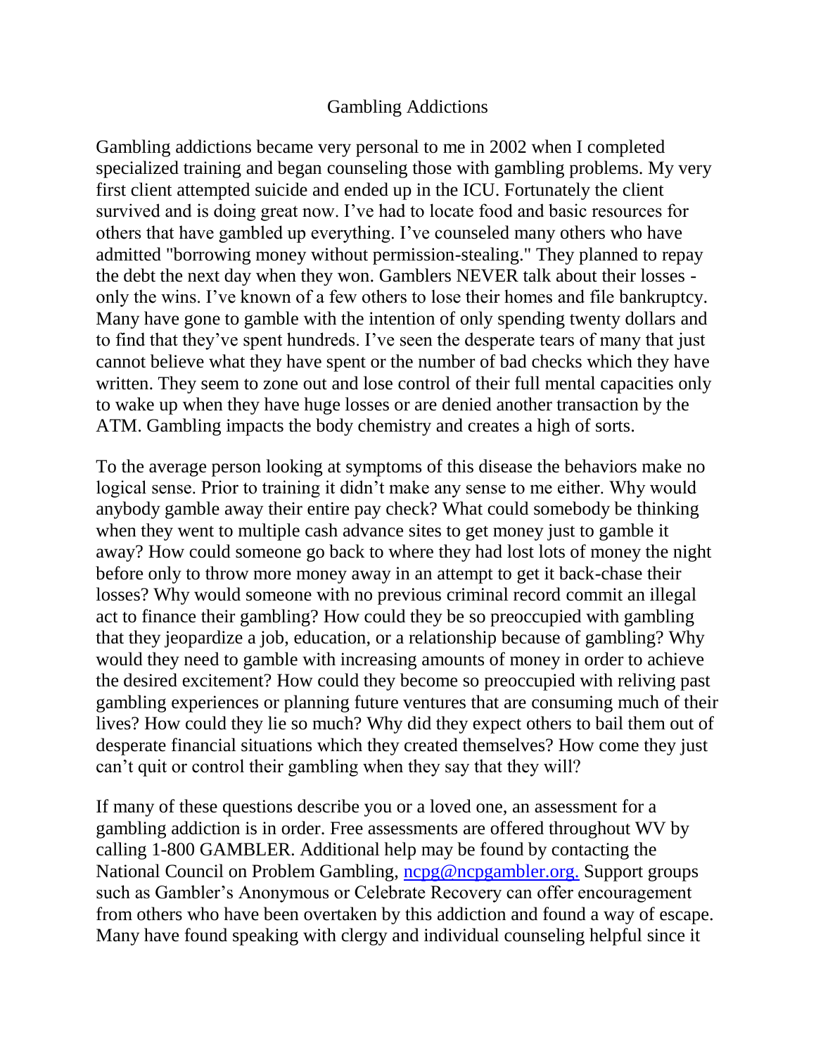# Gambling Addictions

Gambling addictions became very personal to me in 2002 when I completed specialized training and began counseling those with gambling problems. My very first client attempted suicide and ended up in the ICU. Fortunately the client survived and is doing great now. I've had to locate food and basic resources for others that have gambled up everything. I've counseled many others who have admitted "borrowing money without permission-stealing." They planned to repay the debt the next day when they won. Gamblers NEVER talk about their losses - only the wins. I've known of a few others to lose their homes and file bankruptcy. Many have gone to gamble with the intention of only spending twenty dollars and to find that they've spent hundreds. I've seen the desperate tears of many that just cannot believe what they have spent or the number of bad checks which they have written. They seem to zone out and lose control of their full mental capacities only to wake up when they have huge losses or are denied another transaction by the ATM. Gambling impacts the body chemistry and creates a high of sorts.

To the average person looking at symptoms of this disease the behaviors make no logical sense. Prior to training it didn't make any sense to me either. Why would anybody gamble away their entire pay check? What could somebody be thinking when they went to multiple cash advance sites to get money just to gamble it away? How could someone go back to where they had lost lots of money the night before only to throw more money away in an attempt to get it back-chase their losses? Why would someone with no previous criminal record commit an illegal act to finance their gambling? How could they be so preoccupied with gambling that they jeopardize a job, education, or a relationship because of gambling? Why would they need to gamble with increasing amounts of money in order to achieve the desired excitement? How could they become so preoccupied with reliving past gambling experiences or planning future ventures that are consuming much of their lives? How could they lie so much? Why did they expect others to bail them out of desperate financial situations which they created themselves? How come they just can't quit or control their gambling when they say that they will?

If many of these questions describe you or a loved one, an assessment for a gambling addiction is in order. Free assessments are offered throughout WV by calling 1-800 GAMBLER. Additional help may be found by contacting the National Council on Problem Gambling, [ncpg@ncpgambler.org.](mailto:ncpg@ncpgambler.org) Support groups such as Gambler's Anonymous or Celebrate Recovery can offer encouragement from others who have been overtaken by this addiction and found a way of escape. Many have found speaking with clergy and individual counseling helpful since it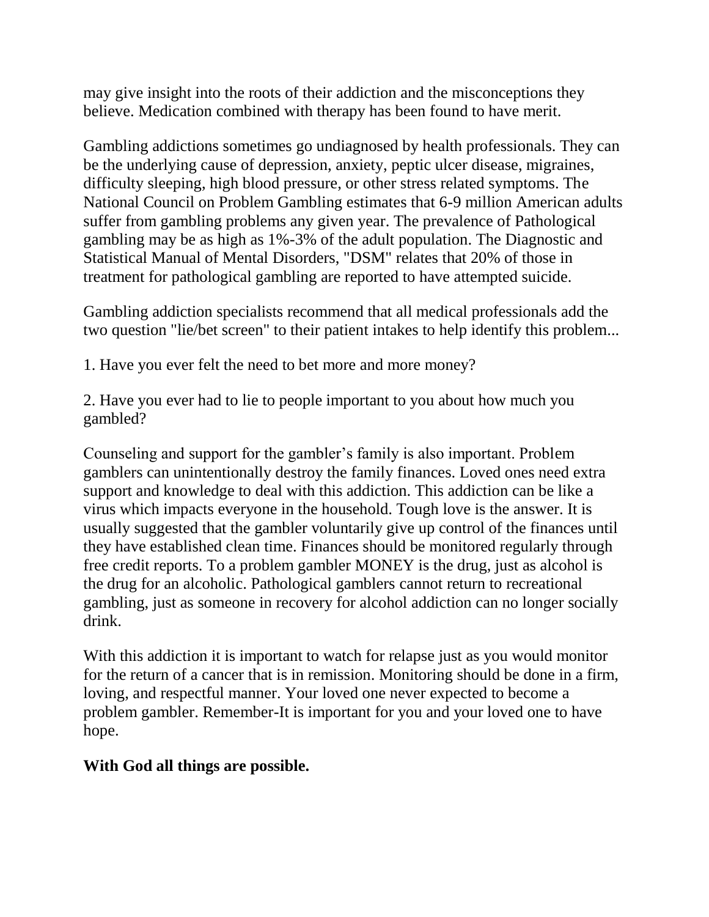may give insight into the roots of their addiction and the misconceptions they believe. Medication combined with therapy has been found to have merit.

Gambling addictions sometimes go undiagnosed by health professionals. They can be the underlying cause of depression, anxiety, peptic ulcer disease, migraines, difficulty sleeping, high blood pressure, or other stress related symptoms. The National Council on Problem Gambling estimates that 6-9 million American adults suffer from gambling problems any given year. The prevalence of Pathological gambling may be as high as 1%-3% of the adult population. The Diagnostic and Statistical Manual of Mental Disorders, "DSM" relates that 20% of those in treatment for pathological gambling are reported to have attempted suicide.

Gambling addiction specialists recommend that all medical professionals add the two question "lie/bet screen" to their patient intakes to help identify this problem...

1. Have you ever felt the need to bet more and more money?

2. Have you ever had to lie to people important to you about how much you gambled?

Counseling and support for the gambler's family is also important. Problem gamblers can unintentionally destroy the family finances. Loved ones need extra support and knowledge to deal with this addiction. This addiction can be like a virus which impacts everyone in the household. Tough love is the answer. It is usually suggested that the gambler voluntarily give up control of the finances until they have established clean time. Finances should be monitored regularly through free credit reports. To a problem gambler MONEY is the drug, just as alcohol is the drug for an alcoholic. Pathological gamblers cannot return to recreational gambling, just as someone in recovery for alcohol addiction can no longer socially drink.

With this addiction it is important to watch for relapse just as you would monitor for the return of a cancer that is in remission. Monitoring should be done in a firm, loving, and respectful manner. Your loved one never expected to become a problem gambler. Remember-It is important for you and your loved one to have hope.

**With God all things are possible.**